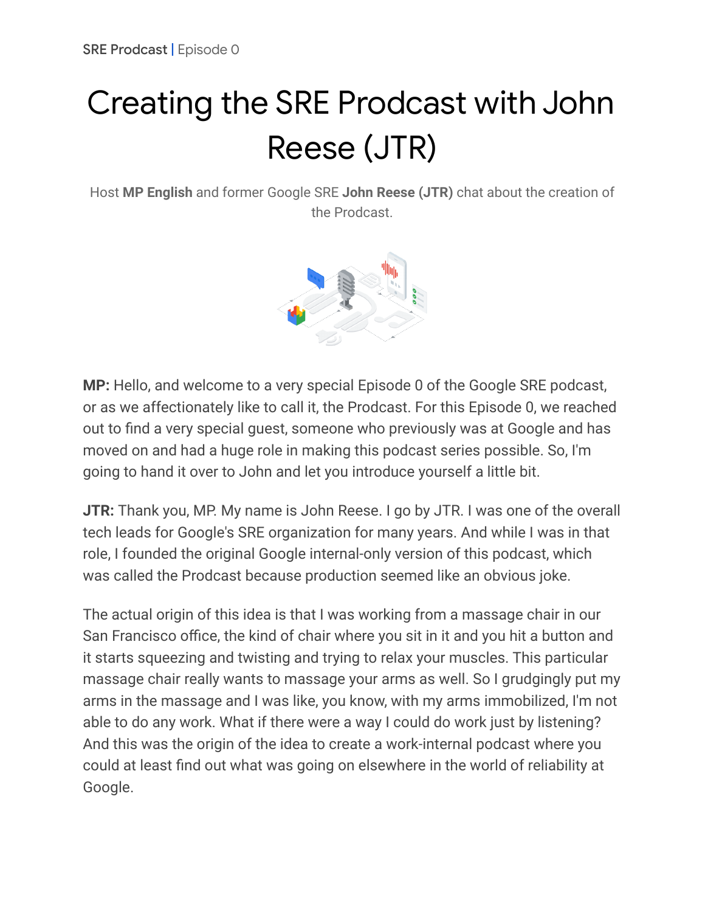SRE Prodcast | Episode 0

# Creating the SRE Prodcast with John Reese (JTR)

Host **MP English** and former Google SRE **John Reese (JTR)** chat about the creation of the Prodcast.

**MP:** Hello, and welcome to a very special Episode 0 of the Google SRE podcast, or as we affectionately like to call it, the Prodcast. For this Episode 0, we reached out to find a very special guest, someone who previously was at Google and has moved on and had a huge role in making this podcast series possible. So, I'm going to hand it over to John and let you introduce yourself a little bit.

**JTR:** Thank you, MP. My name is John Reese. I go by JTR. I was one of the overall tech leads for Google's SRE organization for many years. And while I was in that role, I founded the original Google internal-only version of this podcast, which was called the Prodcast because production seemed like an obvious joke.

The actual origin of this idea is that I was working from a massage chair in our San Francisco office, the kind of chair where you sit in it and you hit a button and it starts squeezing and twisting and trying to relax your muscles. This particular massage chair really wants to massage your arms as well. So I grudgingly put my arms in the massage and I was like, you know, with my arms immobilized, I'm not able to do any work. What if there were a way I could do work just by listening? And this was the origin of the idea to create a work-internal podcast where you could at least find out what was going on elsewhere in the world of reliability at Google.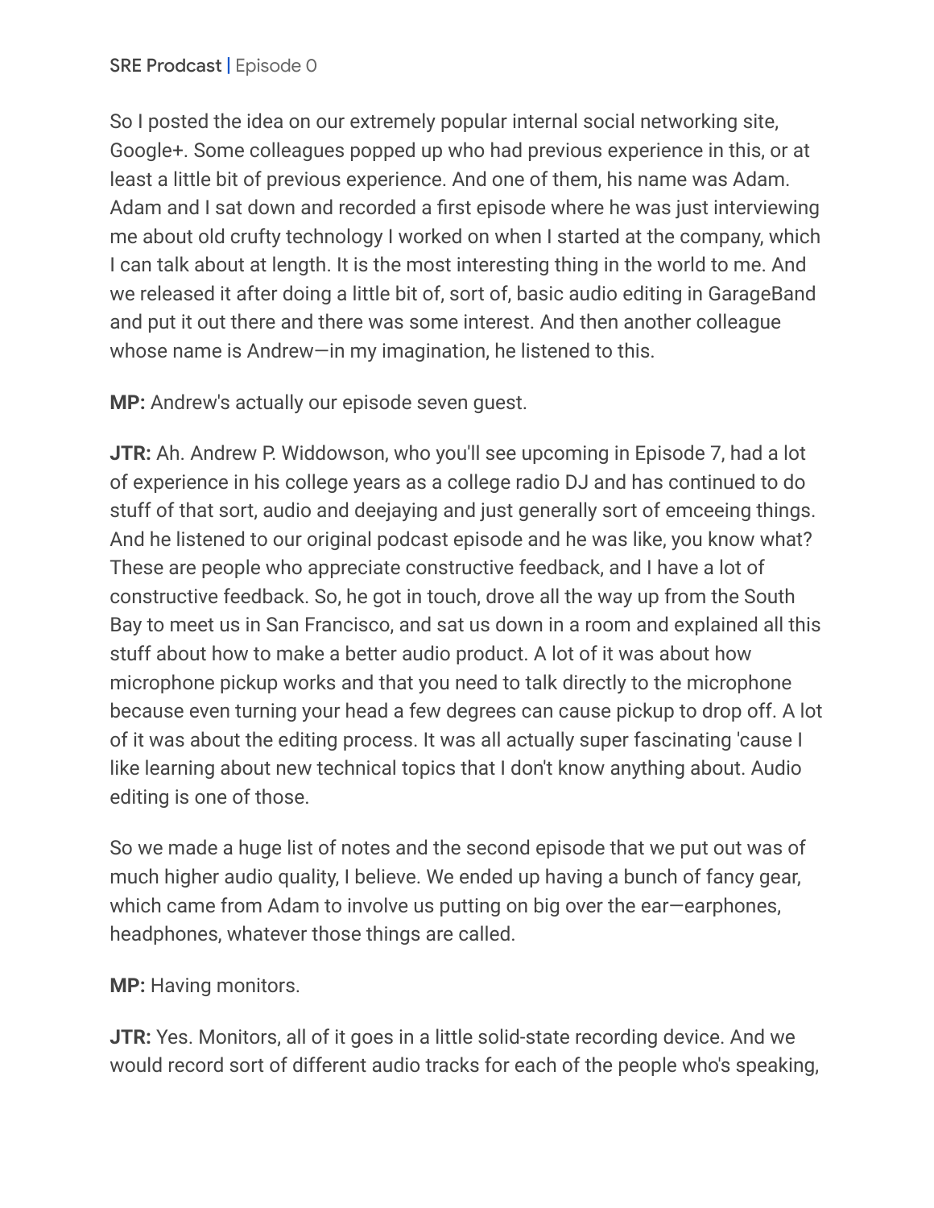So I posted the idea on our extremely popular internal social networking site, Google+. Some colleagues popped up who had previous experience in this, or at least a little bit of previous experience. And one of them, his name was Adam. Adam and I sat down and recorded a first episode where he was just interviewing me about old crufty technology I worked on when I started at the company, which I can talk about at length. It is the most interesting thing in the world to me. And we released it after doing a little bit of, sort of, basic audio editing in GarageBand and put it out there and there was some interest. And then another colleague whose name is Andrew—in my imagination, he listened to this.

**MP:** Andrew's actually our episode seven guest.

**JTR:** Ah. Andrew P. Widdowson, who you'll see upcoming in Episode 7, had a lot of experience in his college years as a college radio DJ and has continued to do stuff of that sort, audio and deejaying and just generally sort of emceeing things. And he listened to our original podcast episode and he was like, you know what? These are people who appreciate constructive feedback, and I have a lot of constructive feedback. So, he got in touch, drove all the way up from the South Bay to meet us in San Francisco, and sat us down in a room and explained all this stuff about how to make a better audio product. A lot of it was about how microphone pickup works and that you need to talk directly to the microphone because even turning your head a few degrees can cause pickup to drop off. A lot of it was about the editing process. It was all actually super fascinating 'cause I like learning about new technical topics that I don't know anything about. Audio editing is one of those.

So we made a huge list of notes and the second episode that we put out was of much higher audio quality, I believe. We ended up having a bunch of fancy gear, which came from Adam to involve us putting on big over the ear—earphones, headphones, whatever those things are called.

**MP:** Having monitors.

**JTR:** Yes. Monitors, all of it goes in a little solid-state recording device. And we would record sort of different audio tracks for each of the people who's speaking,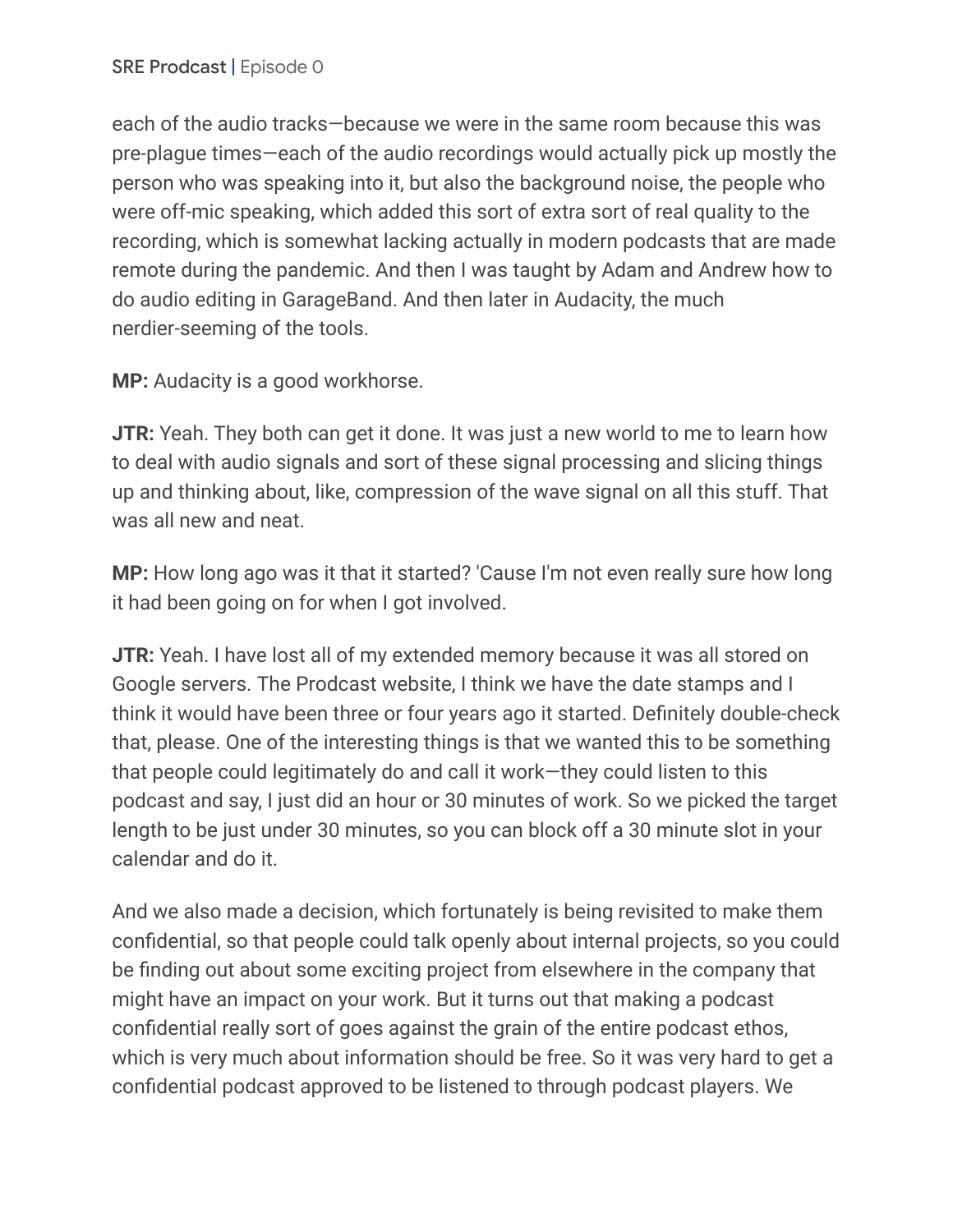each of the audio tracks—because we were in the same room because this was pre-plague times—each of the audio recordings would actually pick up mostly the person who was speaking into it, but also the background noise, the people who were off-mic speaking, which added this sort of extra sort of real quality to the recording, which is somewhat lacking actually in modern podcasts that are made remote during the pandemic. And then I was taught by Adam and Andrew how to do audio editing in GarageBand. And then later in Audacity, the much nerdier-seeming of the tools.

**MP:** Audacity is a good workhorse.

**JTR:** Yeah. They both can get it done. It was just a new world to me to learn how to deal with audio signals and sort of these signal processing and slicing things up and thinking about, like, compression of the wave signal on all this stuff. That was all new and neat.

**MP:** How long ago was it that it started? 'Cause I'm not even really sure how long it had been going on for when I got involved.

**JTR:** Yeah. I have lost all of my extended memory because it was all stored on Google servers. The Prodcast website, I think we have the date stamps and I think it would have been three or four years ago it started. Definitely double-check that, please. One of the interesting things is that we wanted this to be something that people could legitimately do and call it work—they could listen to this podcast and say, I just did an hour or 30 minutes of work. So we picked the target length to be just under 30 minutes, so you can block off a 30 minute slot in your calendar and do it.

And we also made a decision, which fortunately is being revisited to make them confidential, so that people could talk openly about internal projects, so you could be finding out about some exciting project from elsewhere in the company that might have an impact on your work. But it turns out that making a podcast confidential really sort of goes against the grain of the entire podcast ethos, which is very much about information should be free. So it was very hard to get a confidential podcast approved to be listened to through podcast players. We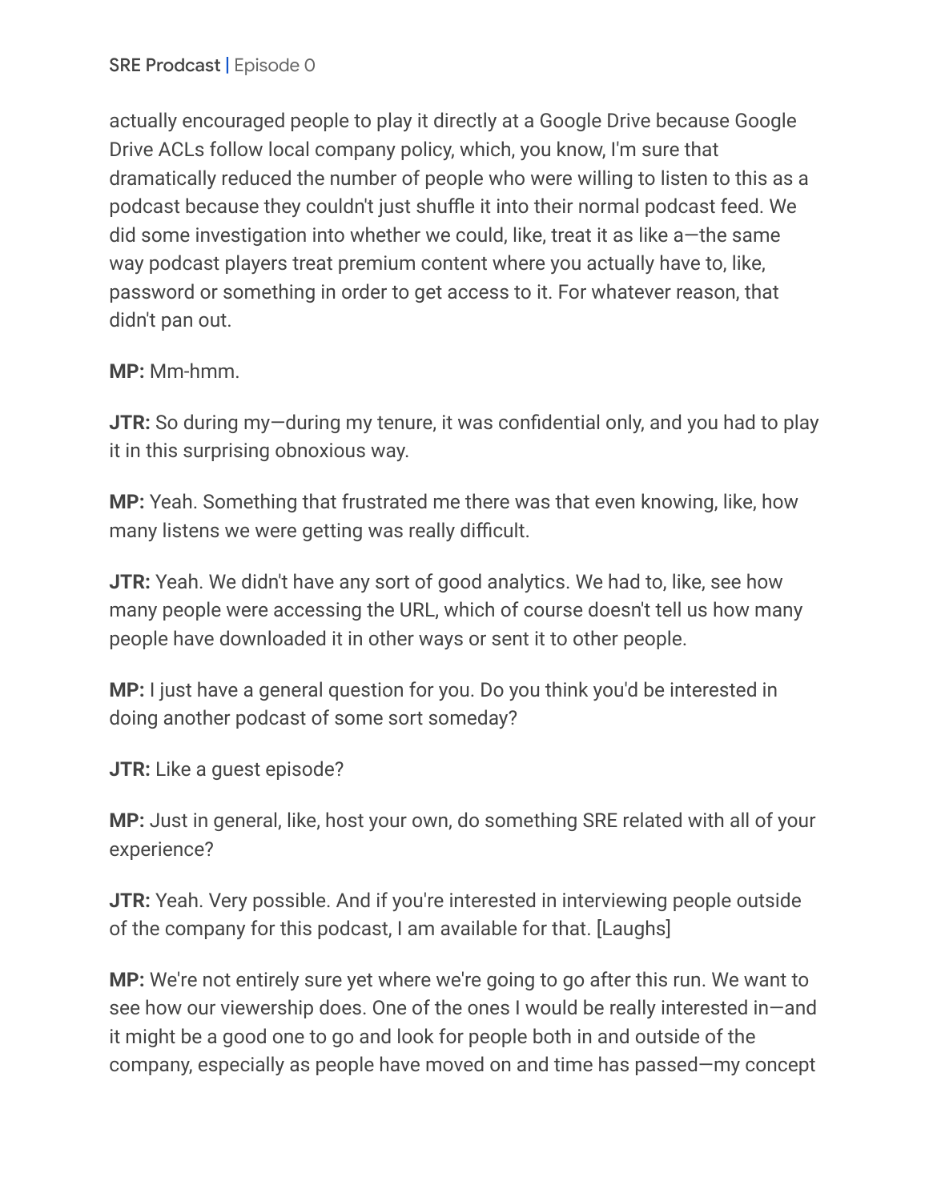actually encouraged people to play it directly at a Google Drive because Google Drive ACLs follow local company policy, which, you know, I'm sure that dramatically reduced the number of people who were willing to listen to this as a podcast because they couldn't just shuffle it into their normal podcast feed. We did some investigation into whether we could, like, treat it as like a—the same way podcast players treat premium content where you actually have to, like, password or something in order to get access to it. For whatever reason, that didn't pan out.

**MP:** Mm-hmm.

**JTR:** So during my—during my tenure, it was confidential only, and you had to play it in this surprising obnoxious way.

**MP:** Yeah. Something that frustrated me there was that even knowing, like, how many listens we were getting was really difficult.

**JTR:** Yeah. We didn't have any sort of good analytics. We had to, like, see how many people were accessing the URL, which of course doesn't tell us how many people have downloaded it in other ways or sent it to other people.

**MP:** I just have a general question for you. Do you think you'd be interested in doing another podcast of some sort someday?

**JTR:** Like a guest episode?

**MP:** Just in general, like, host your own, do something SRE related with all of your experience?

**JTR:** Yeah. Very possible. And if you're interested in interviewing people outside of the company for this podcast, I am available for that. [Laughs]

**MP:** We're not entirely sure yet where we're going to go after this run. We want to see how our viewership does. One of the ones I would be really interested in—and it might be a good one to go and look for people both in and outside of the company, especially as people have moved on and time has passed—my concept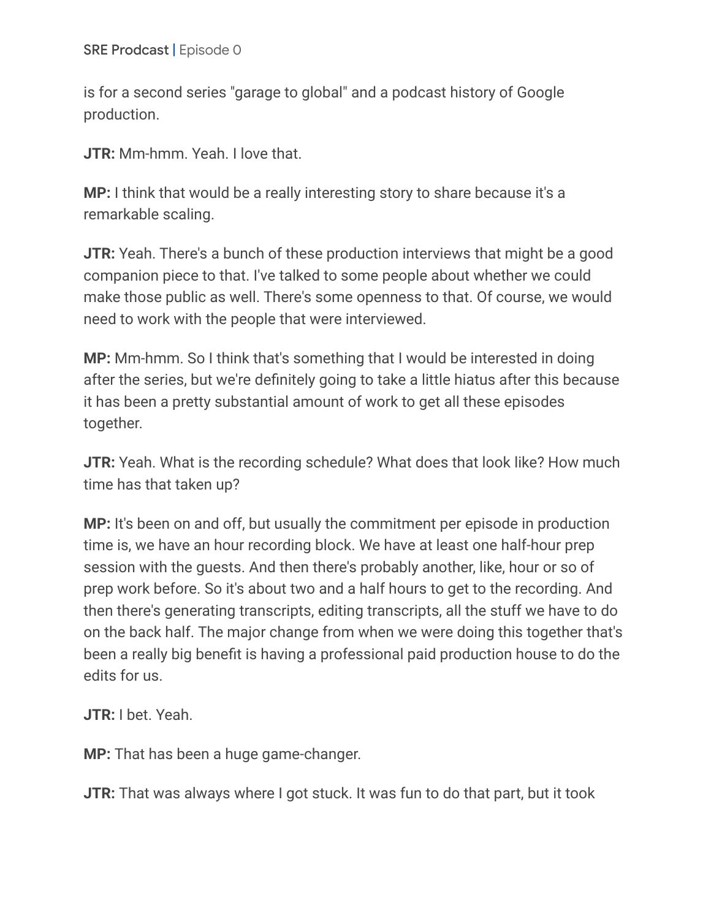is for a second series "garage to global" and a podcast history of Google production.

**JTR:** Mm-hmm. Yeah. I love that.

**MP:** I think that would be a really interesting story to share because it's a remarkable scaling.

**JTR:** Yeah. There's a bunch of these production interviews that might be a good companion piece to that. I've talked to some people about whether we could make those public as well. There's some openness to that. Of course, we would need to work with the people that were interviewed.

**MP:** Mm-hmm. So I think that's something that I would be interested in doing after the series, but we're definitely going to take a little hiatus after this because it has been a pretty substantial amount of work to get all these episodes together.

**JTR:** Yeah. What is the recording schedule? What does that look like? How much time has that taken up?

**MP:** It's been on and off, but usually the commitment per episode in production time is, we have an hour recording block. We have at least one half-hour prep session with the guests. And then there's probably another, like, hour or so of prep work before. So it's about two and a half hours to get to the recording. And then there's generating transcripts, editing transcripts, all the stuff we have to do on the back half. The major change from when we were doing this together that's been a really big benefit is having a professional paid production house to do the edits for us.

**JTR:** I bet. Yeah.

**MP:** That has been a huge game-changer.

**JTR:** That was always where I got stuck. It was fun to do that part, but it took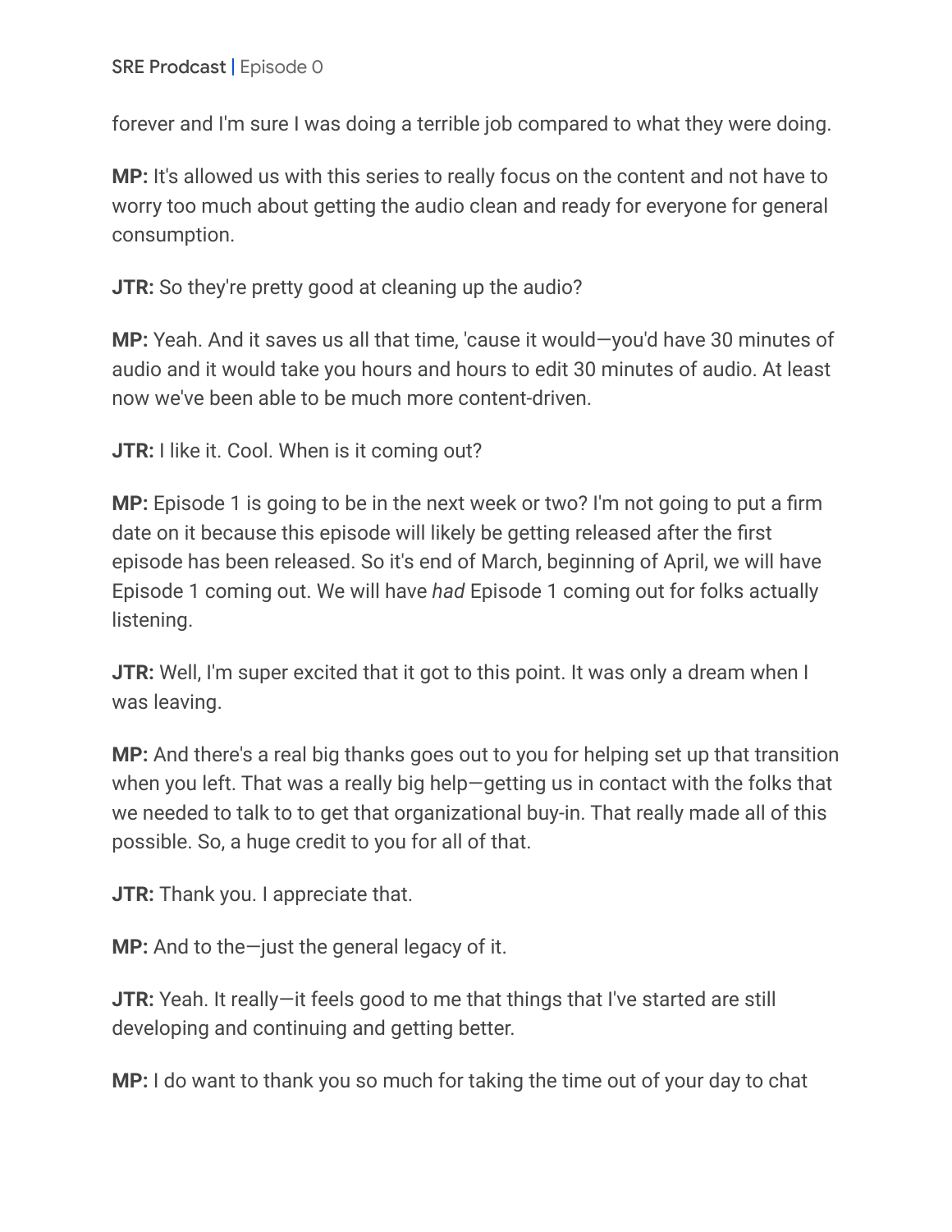forever and I'm sure I was doing a terrible job compared to what they were doing.

**MP:** It's allowed us with this series to really focus on the content and not have to worry too much about getting the audio clean and ready for everyone for general consumption.

**JTR:** So they're pretty good at cleaning up the audio?

**MP:** Yeah. And it saves us all that time, 'cause it would—you'd have 30 minutes of audio and it would take you hours and hours to edit 30 minutes of audio. At least now we've been able to be much more content-driven.

**JTR:** I like it. Cool. When is it coming out?

**MP:** Episode 1 is going to be in the next week or two? I'm not going to put a firm date on it because this episode will likely be getting released after the first episode has been released. So it's end of March, beginning of April, we will have Episode 1 coming out. We will have *had* Episode 1 coming out for folks actually listening.

**JTR:** Well, I'm super excited that it got to this point. It was only a dream when I was leaving.

**MP:** And there's a real big thanks goes out to you for helping set up that transition when you left. That was a really big help—getting us in contact with the folks that we needed to talk to to get that organizational buy-in. That really made all of this possible. So, a huge credit to you for all of that.

**JTR:** Thank you. I appreciate that.

**MP:** And to the—just the general legacy of it.

**JTR:** Yeah. It really—it feels good to me that things that I've started are still developing and continuing and getting better.

**MP:** I do want to thank you so much for taking the time out of your day to chat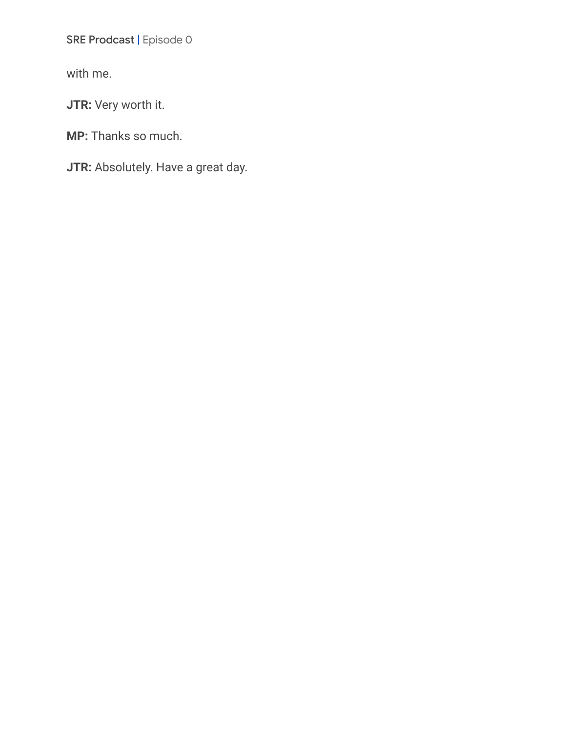with me.

**JTR:** Very worth it.

**MP:** Thanks so much.

**JTR:** Absolutely. Have a great day.